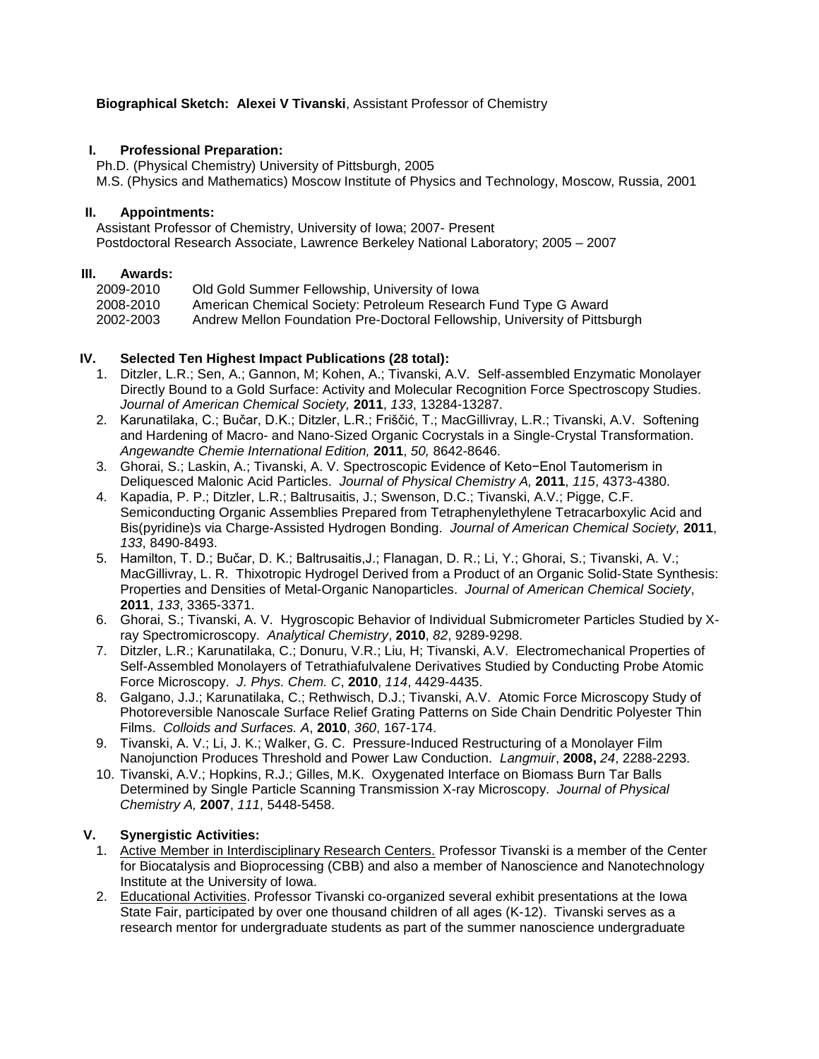**Biographical Sketch: Alexei V Tivanski**, Assistant Professor of Chemistry

## I. Professional Preparation:

Ph.D. (Physical Chemistry) University of Pittsburgh, 2005
M.S. (Physics and Mathematics) Moscow Institute of Physics and Technology, Moscow, Russia, 2001

## II. Appointments:

Assistant Professor of Chemistry, University of Iowa; 2007- Present
Postdoctoral Research Associate, Lawrence Berkeley National Laboratory; 2005 – 2007

## III. Awards:

| | |
|---|---|
| 2009-2010 | Old Gold Summer Fellowship, University of Iowa |
| 2008-2010 | American Chemical Society: Petroleum Research Fund Type G Award |
| 2002-2003 | Andrew Mellon Foundation Pre-Doctoral Fellowship, University of Pittsburgh |

## IV. Selected Ten Highest Impact Publications (28 total):

1. Ditzler, L.R.; Sen, A.; Gannon, M; Kohen, A.; Tivanski, A.V. Self-assembled Enzymatic Monolayer Directly Bound to a Gold Surface: Activity and Molecular Recognition Force Spectroscopy Studies. *Journal of American Chemical Society,* **2011**, *133*, 13284-13287.
2. Karunatilaka, C.; Bučar, D.K.; Ditzler, L.R.; Friščić, T.; MacGillivray, L.R.; Tivanski, A.V. Softening and Hardening of Macro- and Nano-Sized Organic Cocrystals in a Single-Crystal Transformation. *Angewandte Chemie International Edition,* **2011**, *50,* 8642-8646.
3. Ghorai, S.; Laskin, A.; Tivanski, A. V. Spectroscopic Evidence of Keto−Enol Tautomerism in Deliquesced Malonic Acid Particles. *Journal of Physical Chemistry A,* **2011**, *115*, 4373-4380.
4. Kapadia, P. P.; Ditzler, L.R.; Baltrusaitis, J.; Swenson, D.C.; Tivanski, A.V.; Pigge, C.F. Semiconducting Organic Assemblies Prepared from Tetraphenylethylene Tetracarboxylic Acid and Bis(pyridine)s via Charge-Assisted Hydrogen Bonding. *Journal of American Chemical Society,* **2011**, *133*, 8490-8493.
5. Hamilton, T. D.; Bučar, D. K.; Baltrusaitis,J.; Flanagan, D. R.; Li, Y.; Ghorai, S.; Tivanski, A. V.; MacGillivray, L. R. Thixotropic Hydrogel Derived from a Product of an Organic Solid-State Synthesis: Properties and Densities of Metal-Organic Nanoparticles. *Journal of American Chemical Society*, **2011**, *133*, 3365-3371.
6. Ghorai, S.; Tivanski, A. V. Hygroscopic Behavior of Individual Submicrometer Particles Studied by X-ray Spectromicroscopy. *Analytical Chemistry*, **2010**, *82*, 9289-9298.
7. Ditzler, L.R.; Karunatilaka, C.; Donuru, V.R.; Liu, H; Tivanski, A.V. Electromechanical Properties of Self-Assembled Monolayers of Tetrathiafulvalene Derivatives Studied by Conducting Probe Atomic Force Microscopy. *J. Phys. Chem. C*, **2010**, *114*, 4429-4435.
8. Galgano, J.J.; Karunatilaka, C.; Rethwisch, D.J.; Tivanski, A.V. Atomic Force Microscopy Study of Photoreversible Nanoscale Surface Relief Grating Patterns on Side Chain Dendritic Polyester Thin Films. *Colloids and Surfaces. A*, **2010**, *360*, 167-174.
9. Tivanski, A. V.; Li, J. K.; Walker, G. C. Pressure-Induced Restructuring of a Monolayer Film Nanojunction Produces Threshold and Power Law Conduction. *Langmuir*, **2008,** *24*, 2288-2293.
10. Tivanski, A.V.; Hopkins, R.J.; Gilles, M.K. Oxygenated Interface on Biomass Burn Tar Balls Determined by Single Particle Scanning Transmission X-ray Microscopy. *Journal of Physical Chemistry A,* **2007**, *111*, 5448-5458.

## V. Synergistic Activities:

1. Active Member in Interdisciplinary Research Centers. Professor Tivanski is a member of the Center for Biocatalysis and Bioprocessing (CBB) and also a member of Nanoscience and Nanotechnology Institute at the University of Iowa.
2. Educational Activities. Professor Tivanski co-organized several exhibit presentations at the Iowa State Fair, participated by over one thousand children of all ages (K-12). Tivanski serves as a research mentor for undergraduate students as part of the summer nanoscience undergraduate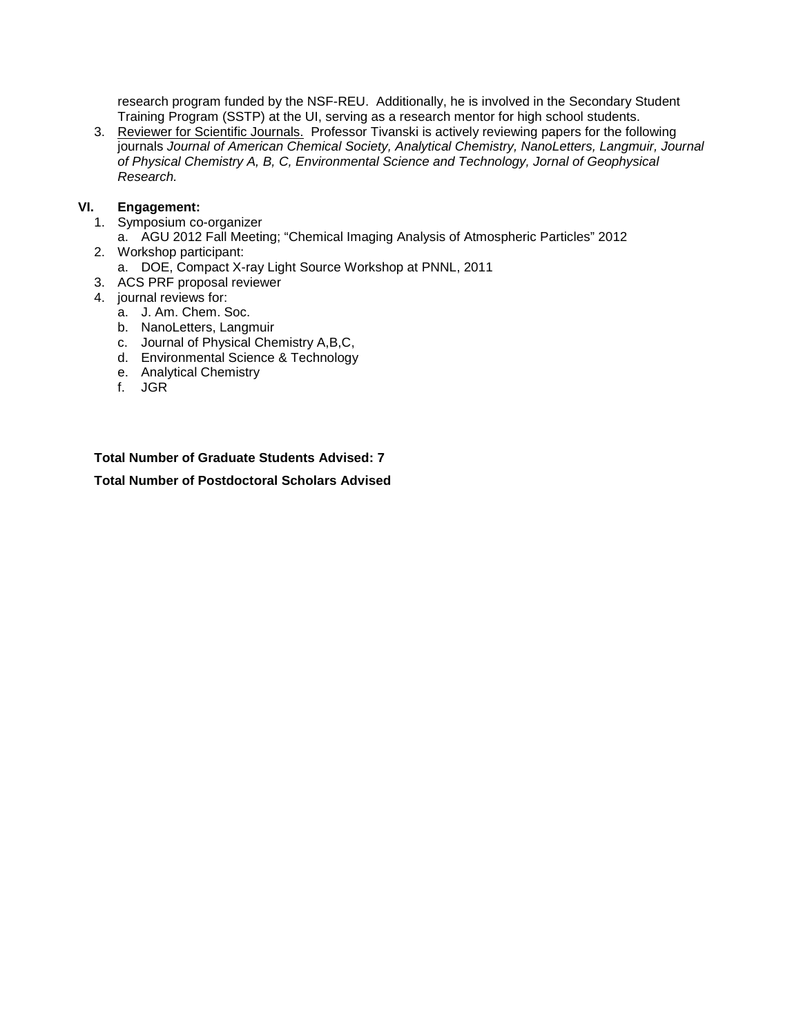research program funded by the NSF-REU. Additionally, he is involved in the Secondary Student Training Program (SSTP) at the UI, serving as a research mentor for high school students.

3. Reviewer for Scientific Journals. Professor Tivanski is actively reviewing papers for the following journals *Journal of American Chemical Society, Analytical Chemistry, NanoLetters, Langmuir, Journal of Physical Chemistry A, B, C, Environmental Science and Technology, Jornal of Geophysical Research.*

## VI. Engagement:

1. Symposium co-organizer
   a. AGU 2012 Fall Meeting; "Chemical Imaging Analysis of Atmospheric Particles" 2012
2. Workshop participant:
   a. DOE, Compact X-ray Light Source Workshop at PNNL, 2011
3. ACS PRF proposal reviewer
4. journal reviews for:
   a. J. Am. Chem. Soc.
   b. NanoLetters, Langmuir
   c. Journal of Physical Chemistry A,B,C,
   d. Environmental Science & Technology
   e. Analytical Chemistry
   f. JGR

**Total Number of Graduate Students Advised: 7**

**Total Number of Postdoctoral Scholars Advised**